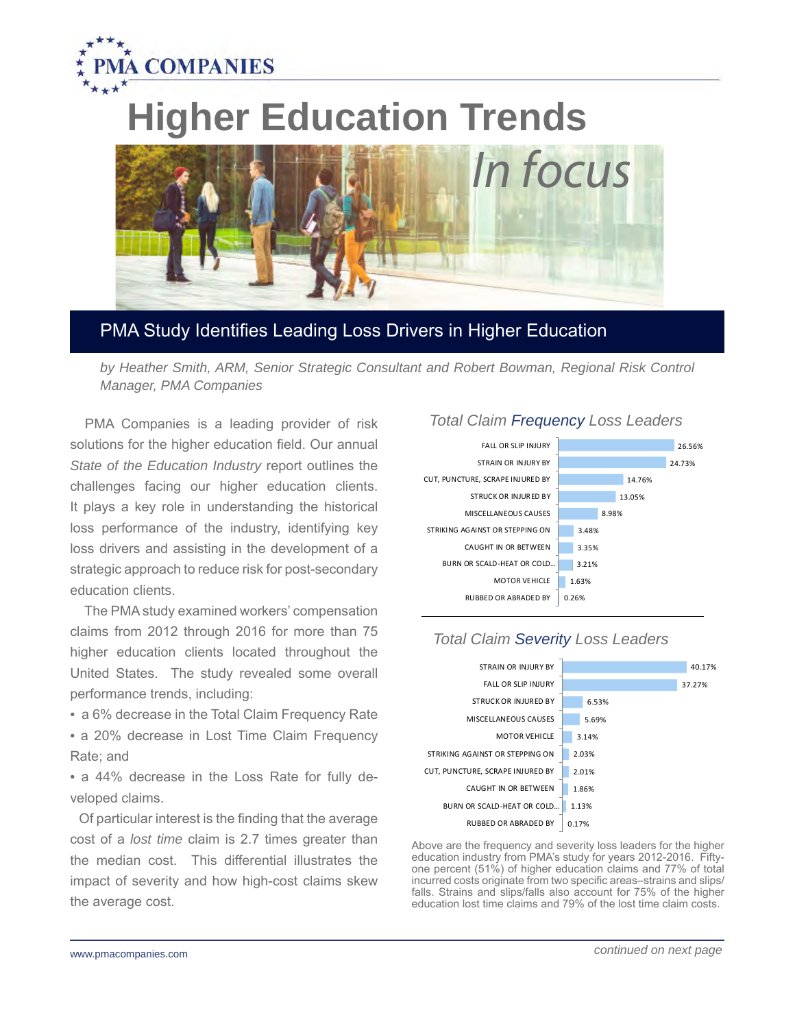PMA COMPANIES

# Higher Education Trends

*In focus*

## PMA Study Identifies Leading Loss Drivers in Higher Education

*by Heather Smith, ARM, Senior Strategic Consultant and Robert Bowman, Regional Risk Control Manager, PMA Companies*

PMA Companies is a leading provider of risk solutions for the higher education field. Our annual *State of the Education Industry* report outlines the challenges facing our higher education clients. It plays a key role in understanding the historical loss performance of the industry, identifying key loss drivers and assisting in the development of a strategic approach to reduce risk for post-secondary education clients.

The PMA study examined workers' compensation claims from 2012 through 2016 for more than 75 higher education clients located throughout the United States. The study revealed some overall performance trends, including:

- a 6% decrease in the Total Claim Frequency Rate
- a 20% decrease in Lost Time Claim Frequency Rate; and
- a 44% decrease in the Loss Rate for fully developed claims.

Of particular interest is the finding that the average cost of a *lost time* claim is 2.7 times greater than the median cost. This differential illustrates the impact of severity and how high-cost claims skew the average cost.

### *Total Claim Frequency Loss Leaders*

| Cause | Percentage |
|---|---|
| FALL OR SLIP INJURY | 26.56% |
| STRAIN OR INJURY BY | 24.73% |
| CUT, PUNCTURE, SCRAPE INJURED BY | 14.76% |
| STRUCK OR INJURED BY | 13.05% |
| MISCELLANEOUS CAUSES | 8.98% |
| STRIKING AGAINST OR STEPPING ON | 3.48% |
| CAUGHT IN OR BETWEEN | 3.35% |
| BURN OR SCALD-HEAT OR COLD... | 3.21% |
| MOTOR VEHICLE | 1.63% |
| RUBBED OR ABRADED BY | 0.26% |

### *Total Claim Severity Loss Leaders*

| Cause | Percentage |
|---|---|
| STRAIN OR INJURY BY | 40.17% |
| FALL OR SLIP INJURY | 37.27% |
| STRUCK OR INJURED BY | 6.53% |
| MISCELLANEOUS CAUSES | 5.69% |
| MOTOR VEHICLE | 3.14% |
| STRIKING AGAINST OR STEPPING ON | 2.03% |
| CUT, PUNCTURE, SCRAPE INJURED BY | 2.01% |
| CAUGHT IN OR BETWEEN | 1.86% |
| BURN OR SCALD-HEAT OR COLD... | 1.13% |
| RUBBED OR ABRADED BY | 0.17% |

Above are the frequency and severity loss leaders for the higher education industry from PMA's study for years 2012-2016. Fifty-one percent (51%) of higher education claims and 77% of total incurred costs originate from two specific areas–strains and slips/falls. Strains and slips/falls also account for 75% of the higher education lost time claims and 79% of the lost time claim costs.

www.pmacompanies.com

*continued on next page*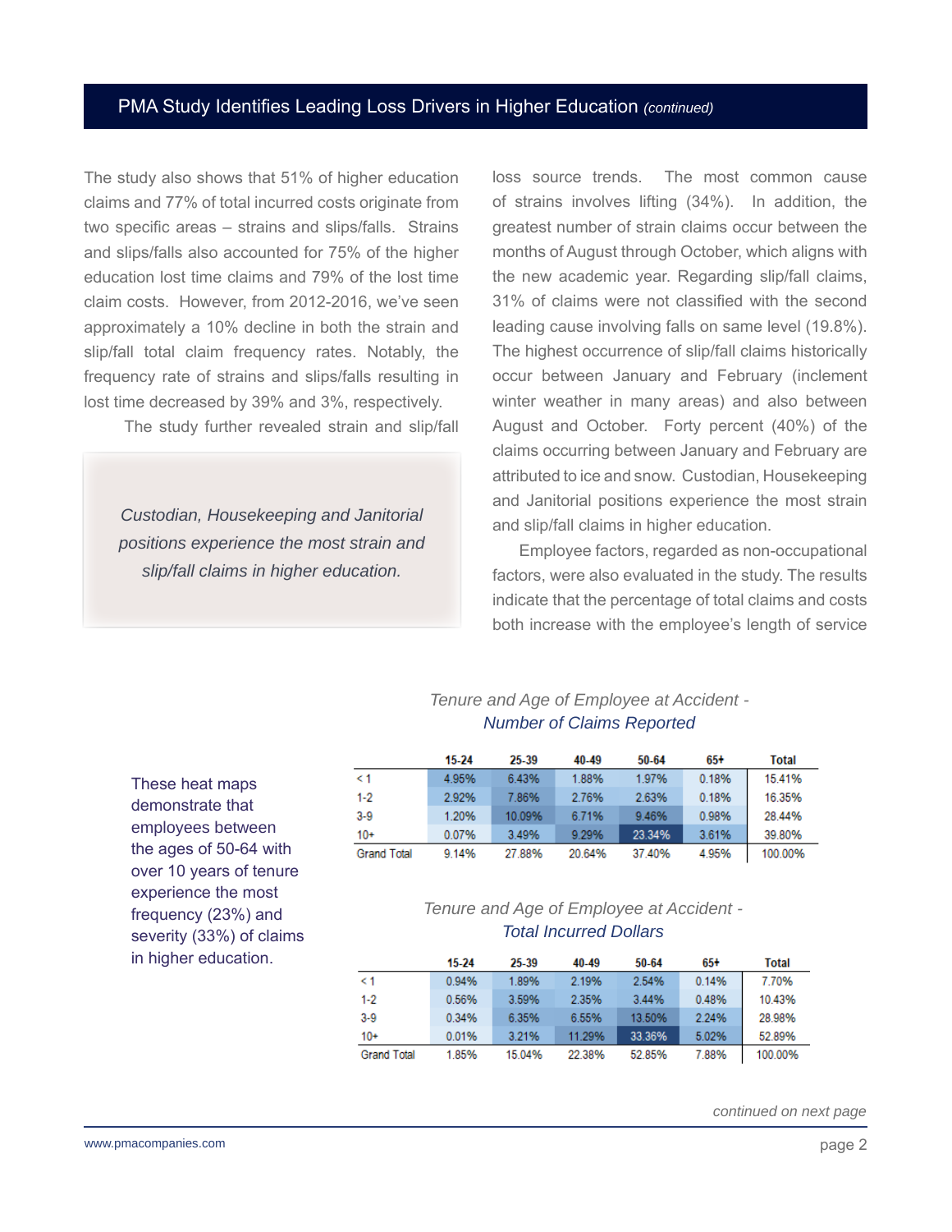## PMA Study Identifies Leading Loss Drivers in Higher Education *(continued)*

The study also shows that 51% of higher education claims and 77% of total incurred costs originate from two specific areas – strains and slips/falls. Strains and slips/falls also accounted for 75% of the higher education lost time claims and 79% of the lost time claim costs. However, from 2012-2016, we've seen approximately a 10% decline in both the strain and slip/fall total claim frequency rates. Notably, the frequency rate of strains and slips/falls resulting in lost time decreased by 39% and 3%, respectively.

The study further revealed strain and slip/fall loss source trends. The most common cause of strains involves lifting (34%). In addition, the greatest number of strain claims occur between the months of August through October, which aligns with the new academic year. Regarding slip/fall claims, 31% of claims were not classified with the second leading cause involving falls on same level (19.8%). The highest occurrence of slip/fall claims historically occur between January and February (inclement winter weather in many areas) and also between August and October. Forty percent (40%) of the claims occurring between January and February are attributed to ice and snow. Custodian, Housekeeping and Janitorial positions experience the most strain and slip/fall claims in higher education.

> *Custodian, Housekeeping and Janitorial positions experience the most strain and slip/fall claims in higher education.*

Employee factors, regarded as non-occupational factors, were also evaluated in the study. The results indicate that the percentage of total claims and costs both increase with the employee's length of service

These heat maps demonstrate that employees between the ages of 50-64 with over 10 years of tenure experience the most frequency (23%) and severity (33%) of claims in higher education.

*Tenure and Age of Employee at Accident - Number of Claims Reported*

| | 15-24 | 25-39 | 40-49 | 50-64 | 65+ | Total |
|---|---|---|---|---|---|---|
| < 1 | 4.95% | 6.43% | 1.88% | 1.97% | 0.18% | 15.41% |
| 1-2 | 2.92% | 7.86% | 2.76% | 2.63% | 0.18% | 16.35% |
| 3-9 | 1.20% | 10.09% | 6.71% | 9.46% | 0.98% | 28.44% |
| 10+ | 0.07% | 3.49% | 9.29% | 23.34% | 3.61% | 39.80% |
| Grand Total | 9.14% | 27.88% | 20.64% | 37.40% | 4.95% | 100.00% |

*Tenure and Age of Employee at Accident - Total Incurred Dollars*

| | 15-24 | 25-39 | 40-49 | 50-64 | 65+ | Total |
|---|---|---|---|---|---|---|
| < 1 | 0.94% | 1.89% | 2.19% | 2.54% | 0.14% | 7.70% |
| 1-2 | 0.56% | 3.59% | 2.35% | 3.44% | 0.48% | 10.43% |
| 3-9 | 0.34% | 6.35% | 6.55% | 13.50% | 2.24% | 28.98% |
| 10+ | 0.01% | 3.21% | 11.29% | 33.36% | 5.02% | 52.89% |
| Grand Total | 1.85% | 15.04% | 22.38% | 52.85% | 7.88% | 100.00% |

*continued on next page*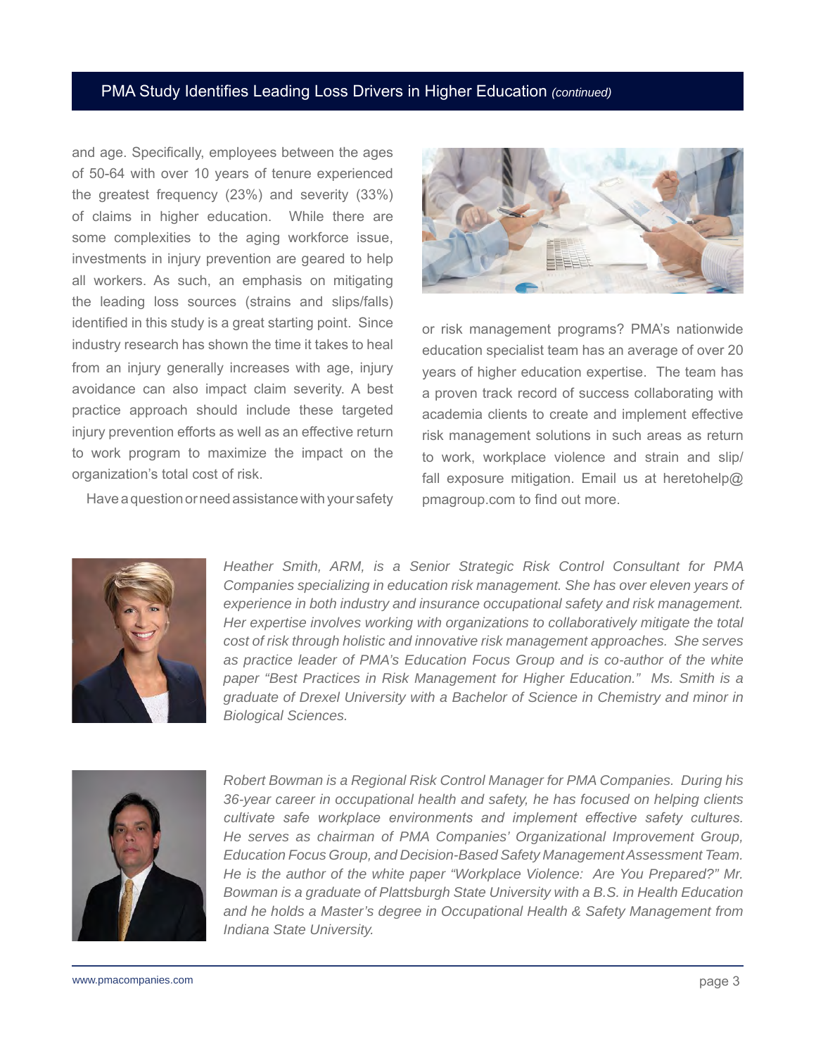and age. Specifically, employees between the ages of 50-64 with over 10 years of tenure experienced the greatest frequency (23%) and severity (33%) of claims in higher education. While there are some complexities to the aging workforce issue, investments in injury prevention are geared to help all workers. As such, an emphasis on mitigating the leading loss sources (strains and slips/falls) identified in this study is a great starting point. Since industry research has shown the time it takes to heal from an injury generally increases with age, injury avoidance can also impact claim severity. A best practice approach should include these targeted injury prevention efforts as well as an effective return to work program to maximize the impact on the organization's total cost of risk.

Have a question or need assistance with your safety or risk management programs? PMA's nationwide education specialist team has an average of over 20 years of higher education expertise. The team has a proven track record of success collaborating with academia clients to create and implement effective risk management solutions in such areas as return to work, workplace violence and strain and slip/fall exposure mitigation. Email us at heretohelp@pmagroup.com to find out more.

*Heather Smith, ARM, is a Senior Strategic Risk Control Consultant for PMA Companies specializing in education risk management. She has over eleven years of experience in both industry and insurance occupational safety and risk management. Her expertise involves working with organizations to collaboratively mitigate the total cost of risk through holistic and innovative risk management approaches. She serves as practice leader of PMA's Education Focus Group and is co-author of the white paper "Best Practices in Risk Management for Higher Education." Ms. Smith is a graduate of Drexel University with a Bachelor of Science in Chemistry and minor in Biological Sciences.*

*Robert Bowman is a Regional Risk Control Manager for PMA Companies. During his 36-year career in occupational health and safety, he has focused on helping clients cultivate safe workplace environments and implement effective safety cultures. He serves as chairman of PMA Companies' Organizational Improvement Group, Education Focus Group, and Decision-Based Safety Management Assessment Team. He is the author of the white paper "Workplace Violence: Are You Prepared?" Mr. Bowman is a graduate of Plattsburgh State University with a B.S. in Health Education and he holds a Master's degree in Occupational Health & Safety Management from Indiana State University.*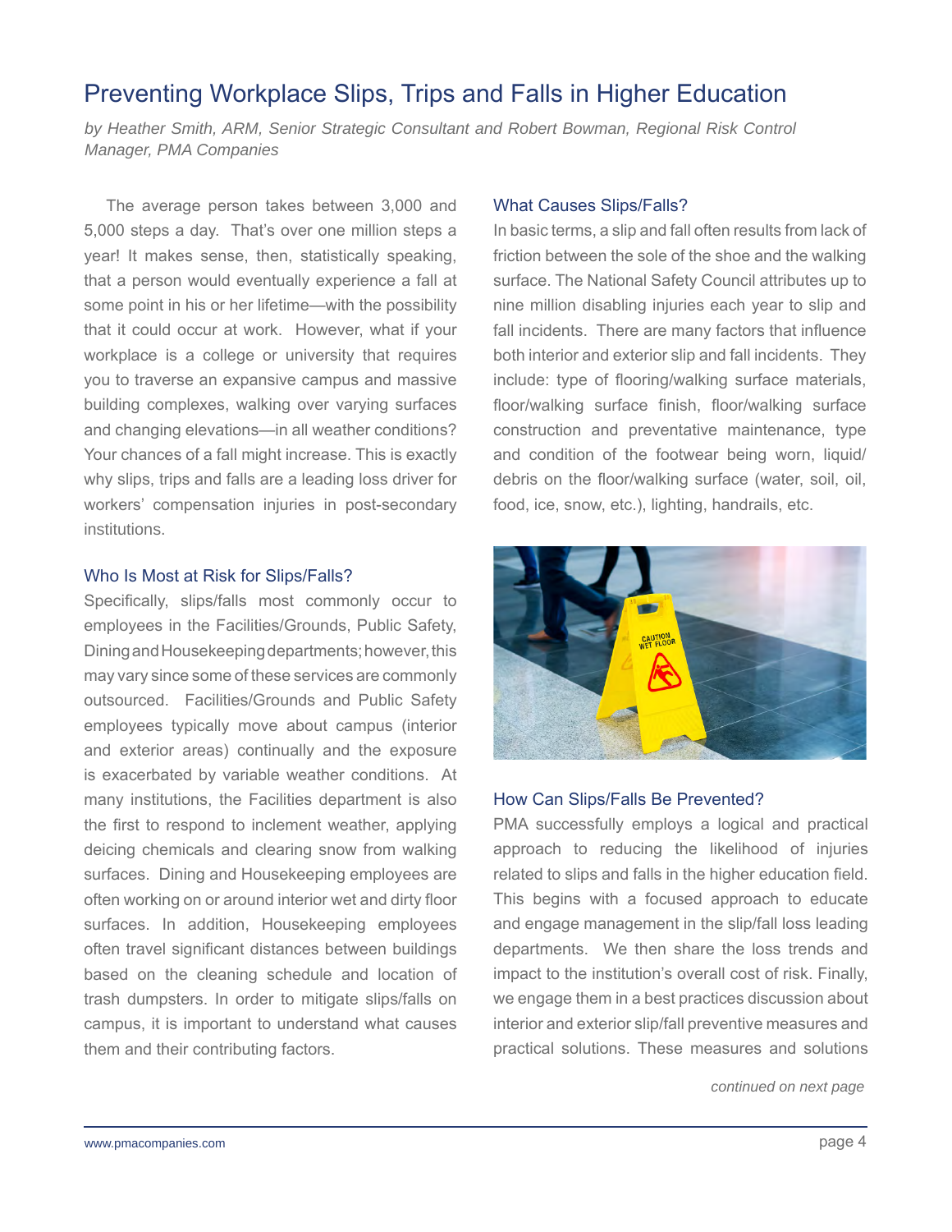# Preventing Workplace Slips, Trips and Falls in Higher Education

*by Heather Smith, ARM, Senior Strategic Consultant and Robert Bowman, Regional Risk Control Manager, PMA Companies*

The average person takes between 3,000 and 5,000 steps a day. That's over one million steps a year! It makes sense, then, statistically speaking, that a person would eventually experience a fall at some point in his or her lifetime—with the possibility that it could occur at work. However, what if your workplace is a college or university that requires you to traverse an expansive campus and massive building complexes, walking over varying surfaces and changing elevations—in all weather conditions? Your chances of a fall might increase. This is exactly why slips, trips and falls are a leading loss driver for workers' compensation injuries in post-secondary institutions.

## Who Is Most at Risk for Slips/Falls?

Specifically, slips/falls most commonly occur to employees in the Facilities/Grounds, Public Safety, Dining and Housekeeping departments; however, this may vary since some of these services are commonly outsourced. Facilities/Grounds and Public Safety employees typically move about campus (interior and exterior areas) continually and the exposure is exacerbated by variable weather conditions. At many institutions, the Facilities department is also the first to respond to inclement weather, applying deicing chemicals and clearing snow from walking surfaces. Dining and Housekeeping employees are often working on or around interior wet and dirty floor surfaces. In addition, Housekeeping employees often travel significant distances between buildings based on the cleaning schedule and location of trash dumpsters. In order to mitigate slips/falls on campus, it is important to understand what causes them and their contributing factors.

## What Causes Slips/Falls?

In basic terms, a slip and fall often results from lack of friction between the sole of the shoe and the walking surface. The National Safety Council attributes up to nine million disabling injuries each year to slip and fall incidents. There are many factors that influence both interior and exterior slip and fall incidents. They include: type of flooring/walking surface materials, floor/walking surface finish, floor/walking surface construction and preventative maintenance, type and condition of the footwear being worn, liquid/debris on the floor/walking surface (water, soil, oil, food, ice, snow, etc.), lighting, handrails, etc.

## How Can Slips/Falls Be Prevented?

PMA successfully employs a logical and practical approach to reducing the likelihood of injuries related to slips and falls in the higher education field. This begins with a focused approach to educate and engage management in the slip/fall loss leading departments. We then share the loss trends and impact to the institution's overall cost of risk. Finally, we engage them in a best practices discussion about interior and exterior slip/fall preventive measures and practical solutions. These measures and solutions

*continued on next page*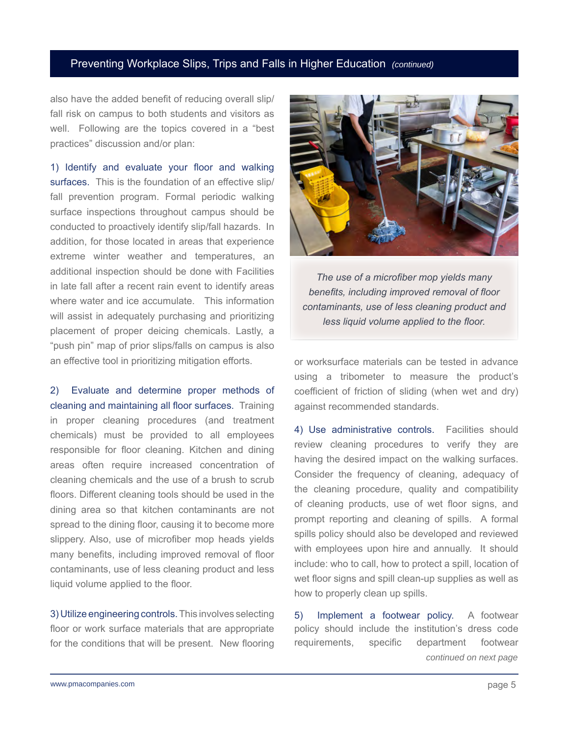also have the added benefit of reducing overall slip/fall risk on campus to both students and visitors as well. Following are the topics covered in a "best practices" discussion and/or plan:

1) Identify and evaluate your floor and walking surfaces. This is the foundation of an effective slip/fall prevention program. Formal periodic walking surface inspections throughout campus should be conducted to proactively identify slip/fall hazards. In addition, for those located in areas that experience extreme winter weather and temperatures, an additional inspection should be done with Facilities in late fall after a recent rain event to identify areas where water and ice accumulate. This information will assist in adequately purchasing and prioritizing placement of proper deicing chemicals. Lastly, a "push pin" map of prior slips/falls on campus is also an effective tool in prioritizing mitigation efforts.

2) Evaluate and determine proper methods of cleaning and maintaining all floor surfaces. Training in proper cleaning procedures (and treatment chemicals) must be provided to all employees responsible for floor cleaning. Kitchen and dining areas often require increased concentration of cleaning chemicals and the use of a brush to scrub floors. Different cleaning tools should be used in the dining area so that kitchen contaminants are not spread to the dining floor, causing it to become more slippery. Also, use of microfiber mop heads yields many benefits, including improved removal of floor contaminants, use of less cleaning product and less liquid volume applied to the floor.

3) Utilize engineering controls. This involves selecting floor or work surface materials that are appropriate for the conditions that will be present. New flooring or worksurface materials can be tested in advance using a tribometer to measure the product's coefficient of friction of sliding (when wet and dry) against recommended standards.

*The use of a microfiber mop yields many benefits, including improved removal of floor contaminants, use of less cleaning product and less liquid volume applied to the floor.*

4) Use administrative controls. Facilities should review cleaning procedures to verify they are having the desired impact on the walking surfaces. Consider the frequency of cleaning, adequacy of the cleaning procedure, quality and compatibility of cleaning products, use of wet floor signs, and prompt reporting and cleaning of spills. A formal spills policy should also be developed and reviewed with employees upon hire and annually. It should include: who to call, how to protect a spill, location of wet floor signs and spill clean-up supplies as well as how to properly clean up spills.

5) Implement a footwear policy. A footwear policy should include the institution's dress code requirements, specific department footwear

*continued on next page*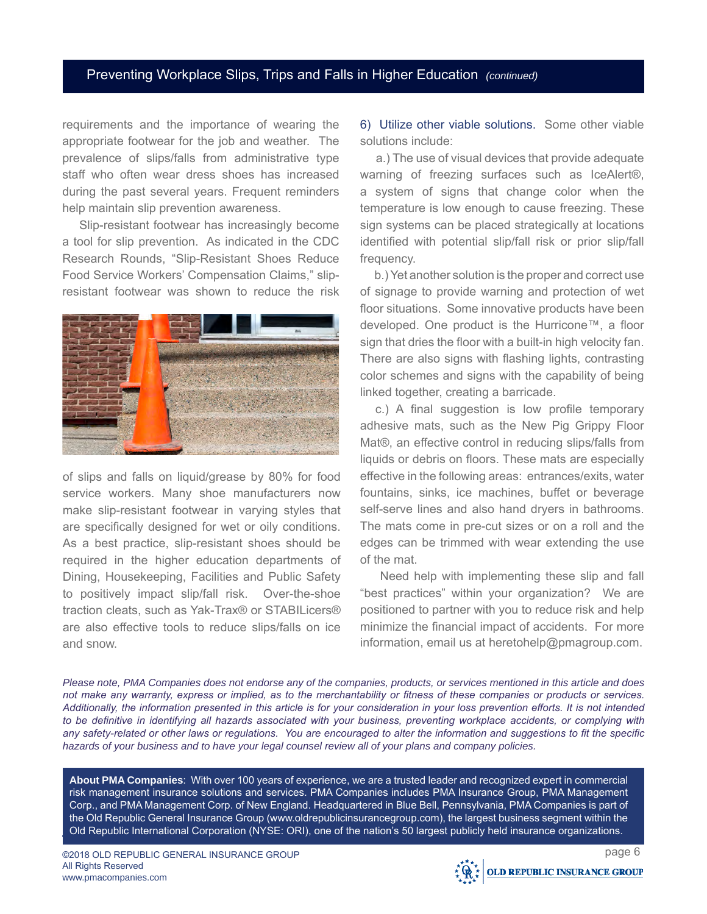requirements and the importance of wearing the appropriate footwear for the job and weather. The prevalence of slips/falls from administrative type staff who often wear dress shoes has increased during the past several years. Frequent reminders help maintain slip prevention awareness.

Slip-resistant footwear has increasingly become a tool for slip prevention. As indicated in the CDC Research Rounds, "Slip-Resistant Shoes Reduce Food Service Workers' Compensation Claims," slip-resistant footwear was shown to reduce the risk of slips and falls on liquid/grease by 80% for food service workers. Many shoe manufacturers now make slip-resistant footwear in varying styles that are specifically designed for wet or oily conditions. As a best practice, slip-resistant shoes should be required in the higher education departments of Dining, Housekeeping, Facilities and Public Safety to positively impact slip/fall risk. Over-the-shoe traction cleats, such as Yak-Trax® or STABILicers® are also effective tools to reduce slips/falls on ice and snow.

6) Utilize other viable solutions. Some other viable solutions include:

a.) The use of visual devices that provide adequate warning of freezing surfaces such as IceAlert®, a system of signs that change color when the temperature is low enough to cause freezing. These sign systems can be placed strategically at locations identified with potential slip/fall risk or prior slip/fall frequency.

b.) Yet another solution is the proper and correct use of signage to provide warning and protection of wet floor situations. Some innovative products have been developed. One product is the Hurricone™, a floor sign that dries the floor with a built-in high velocity fan. There are also signs with flashing lights, contrasting color schemes and signs with the capability of being linked together, creating a barricade.

c.) A final suggestion is low profile temporary adhesive mats, such as the New Pig Grippy Floor Mat®, an effective control in reducing slips/falls from liquids or debris on floors. These mats are especially effective in the following areas: entrances/exits, water fountains, sinks, ice machines, buffet or beverage self-serve lines and also hand dryers in bathrooms. The mats come in pre-cut sizes or on a roll and the edges can be trimmed with wear extending the use of the mat.

Need help with implementing these slip and fall "best practices" within your organization? We are positioned to partner with you to reduce risk and help minimize the financial impact of accidents. For more information, email us at heretohelp@pmagroup.com.

*Please note, PMA Companies does not endorse any of the companies, products, or services mentioned in this article and does not make any warranty, express or implied, as to the merchantability or fitness of these companies or products or services. Additionally, the information presented in this article is for your consideration in your loss prevention efforts. It is not intended to be definitive in identifying all hazards associated with your business, preventing workplace accidents, or complying with any safety-related or other laws or regulations. You are encouraged to alter the information and suggestions to fit the specific hazards of your business and to have your legal counsel review all of your plans and company policies.*

**About PMA Companies**: With over 100 years of experience, we are a trusted leader and recognized expert in commercial risk management insurance solutions and services. PMA Companies includes PMA Insurance Group, PMA Management Corp., and PMA Management Corp. of New England. Headquartered in Blue Bell, Pennsylvania, PMA Companies is part of the Old Republic General Insurance Group (www.oldrepublicinsurancegroup.com), the largest business segment within the Old Republic International Corporation (NYSE: ORI), one of the nation's 50 largest publicly held insurance organizations.

©2018 OLD REPUBLIC GENERAL INSURANCE GROUP
All Rights Reserved
www.pmacompanies.com

OLD REPUBLIC INSURANCE GROUP